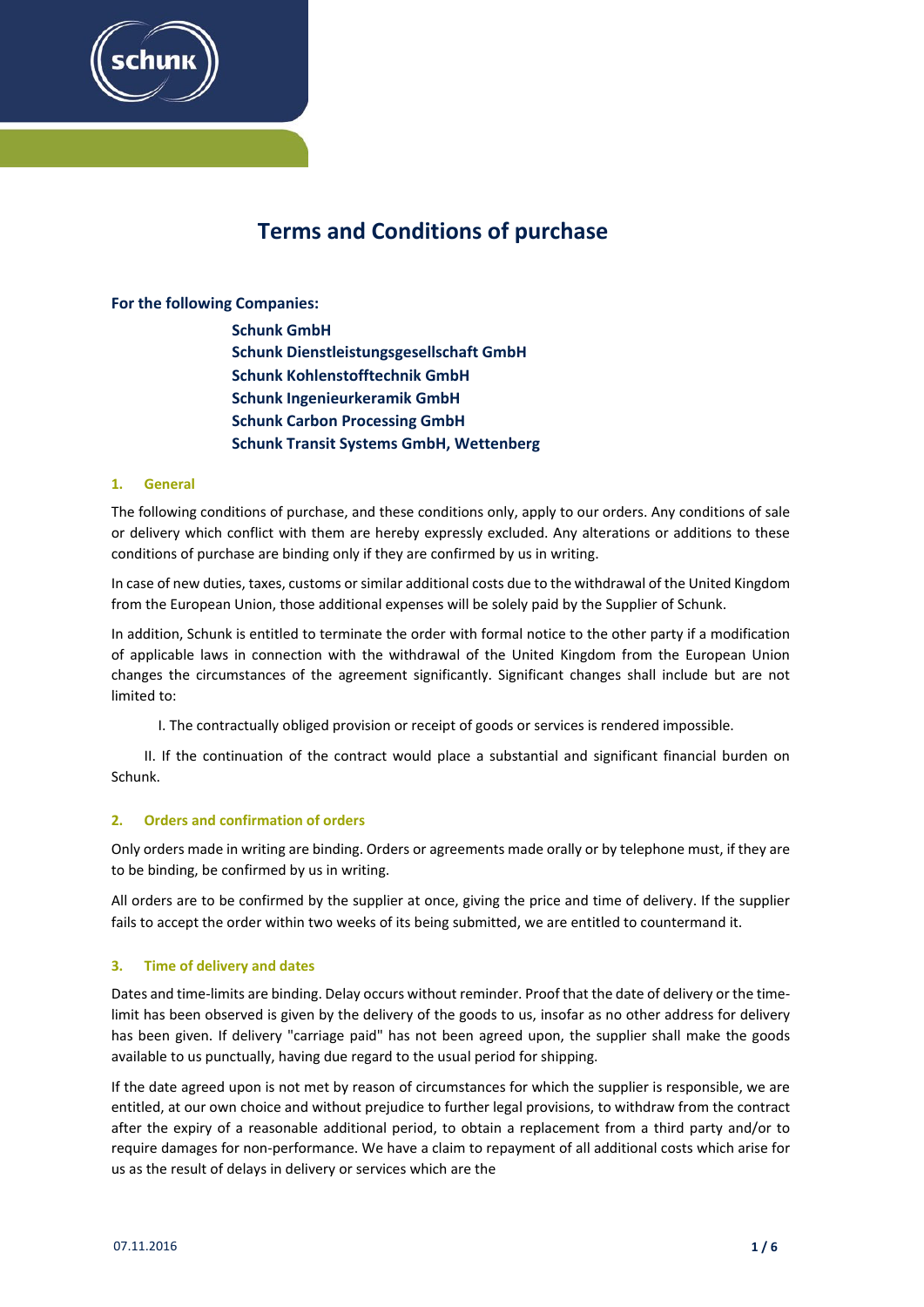# Terms and Conditions of purchase

**For the following Companies:**

**Schunk GmbH**
**Schunk Dienstleistungsgesellschaft GmbH**
**Schunk Kohlenstofftechnik GmbH**
**Schunk Ingenieurkeramik GmbH**
**Schunk Carbon Processing GmbH**
**Schunk Transit Systems GmbH, Wettenberg**

## 1. General

The following conditions of purchase, and these conditions only, apply to our orders. Any conditions of sale or delivery which conflict with them are hereby expressly excluded. Any alterations or additions to these conditions of purchase are binding only if they are confirmed by us in writing.

In case of new duties, taxes, customs or similar additional costs due to the withdrawal of the United Kingdom from the European Union, those additional expenses will be solely paid by the Supplier of Schunk.

In addition, Schunk is entitled to terminate the order with formal notice to the other party if a modification of applicable laws in connection with the withdrawal of the United Kingdom from the European Union changes the circumstances of the agreement significantly. Significant changes shall include but are not limited to:

I. The contractually obliged provision or receipt of goods or services is rendered impossible.

II. If the continuation of the contract would place a substantial and significant financial burden on Schunk.

## 2. Orders and confirmation of orders

Only orders made in writing are binding. Orders or agreements made orally or by telephone must, if they are to be binding, be confirmed by us in writing.

All orders are to be confirmed by the supplier at once, giving the price and time of delivery. If the supplier fails to accept the order within two weeks of its being submitted, we are entitled to countermand it.

## 3. Time of delivery and dates

Dates and time-limits are binding. Delay occurs without reminder. Proof that the date of delivery or the time-limit has been observed is given by the delivery of the goods to us, insofar as no other address for delivery has been given. If delivery "carriage paid" has not been agreed upon, the supplier shall make the goods available to us punctually, having due regard to the usual period for shipping.

If the date agreed upon is not met by reason of circumstances for which the supplier is responsible, we are entitled, at our own choice and without prejudice to further legal provisions, to withdraw from the contract after the expiry of a reasonable additional period, to obtain a replacement from a third party and/or to require damages for non-performance. We have a claim to repayment of all additional costs which arise for us as the result of delays in delivery or services which are the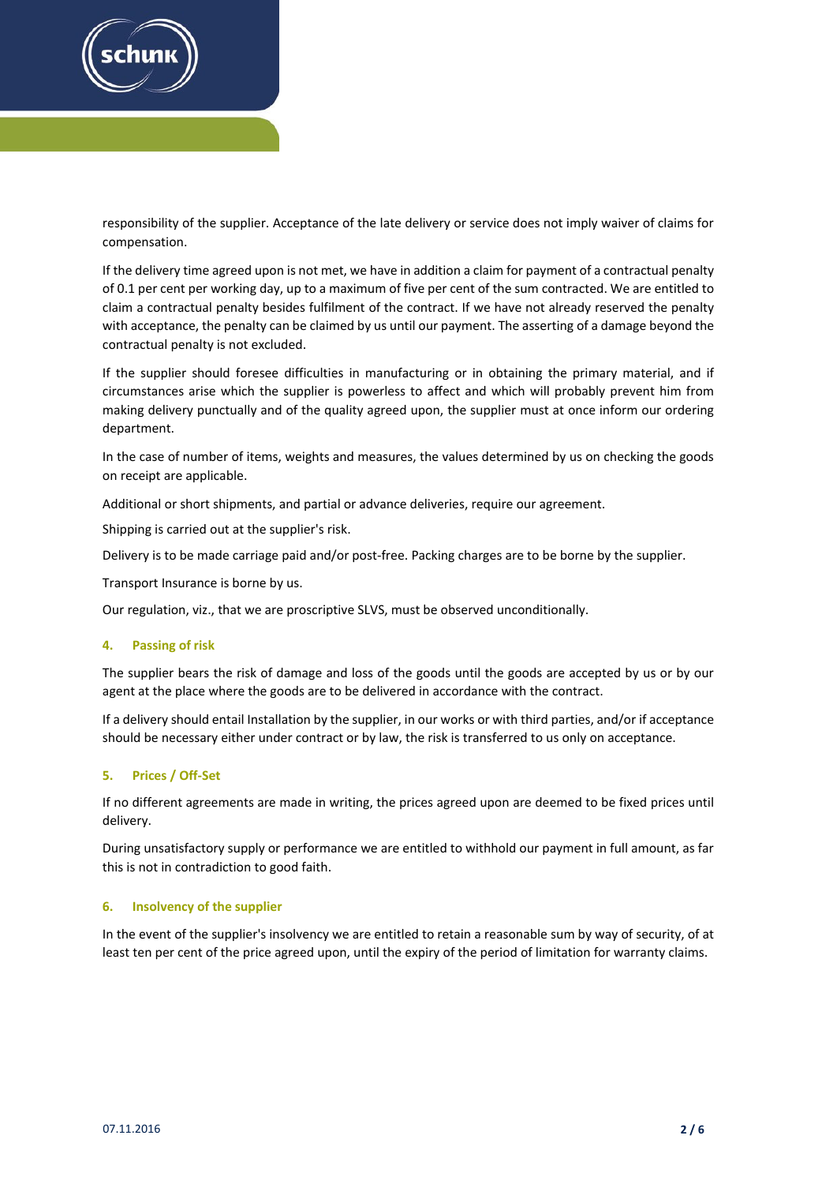responsibility of the supplier. Acceptance of the late delivery or service does not imply waiver of claims for compensation.

If the delivery time agreed upon is not met, we have in addition a claim for payment of a contractual penalty of 0.1 per cent per working day, up to a maximum of five per cent of the sum contracted. We are entitled to claim a contractual penalty besides fulfilment of the contract. If we have not already reserved the penalty with acceptance, the penalty can be claimed by us until our payment. The asserting of a damage beyond the contractual penalty is not excluded.

If the supplier should foresee difficulties in manufacturing or in obtaining the primary material, and if circumstances arise which the supplier is powerless to affect and which will probably prevent him from making delivery punctually and of the quality agreed upon, the supplier must at once inform our ordering department.

In the case of number of items, weights and measures, the values determined by us on checking the goods on receipt are applicable.

Additional or short shipments, and partial or advance deliveries, require our agreement.

Shipping is carried out at the supplier's risk.

Delivery is to be made carriage paid and/or post-free. Packing charges are to be borne by the supplier.

Transport Insurance is borne by us.

Our regulation, viz., that we are proscriptive SLVS, must be observed unconditionally.

## 4. Passing of risk

The supplier bears the risk of damage and loss of the goods until the goods are accepted by us or by our agent at the place where the goods are to be delivered in accordance with the contract.

If a delivery should entail Installation by the supplier, in our works or with third parties, and/or if acceptance should be necessary either under contract or by law, the risk is transferred to us only on acceptance.

## 5. Prices / Off-Set

If no different agreements are made in writing, the prices agreed upon are deemed to be fixed prices until delivery.

During unsatisfactory supply or performance we are entitled to withhold our payment in full amount, as far this is not in contradiction to good faith.

## 6. Insolvency of the supplier

In the event of the supplier's insolvency we are entitled to retain a reasonable sum by way of security, of at least ten per cent of the price agreed upon, until the expiry of the period of limitation for warranty claims.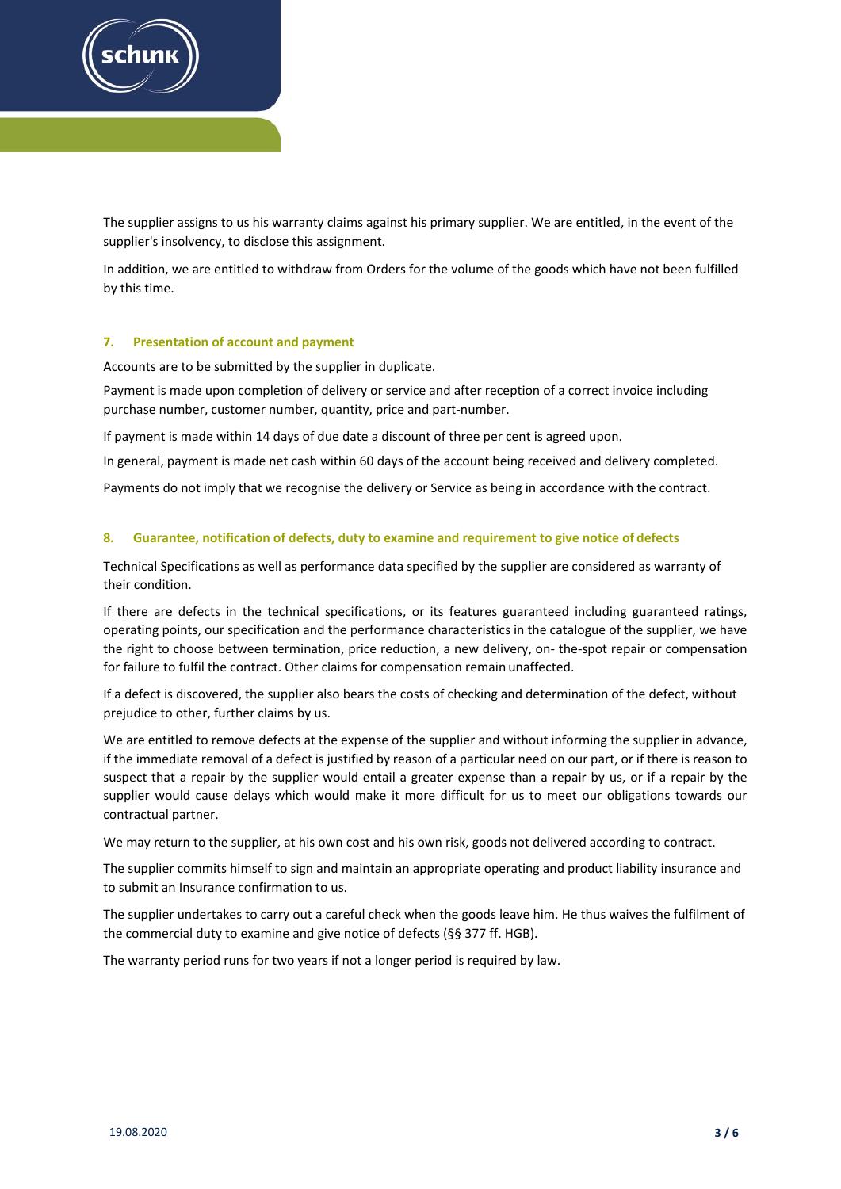The supplier assigns to us his warranty claims against his primary supplier. We are entitled, in the event of the supplier's insolvency, to disclose this assignment.

In addition, we are entitled to withdraw from Orders for the volume of the goods which have not been fulfilled by this time.

## 7. Presentation of account and payment

Accounts are to be submitted by the supplier in duplicate.

Payment is made upon completion of delivery or service and after reception of a correct invoice including purchase number, customer number, quantity, price and part-number.

If payment is made within 14 days of due date a discount of three per cent is agreed upon.

In general, payment is made net cash within 60 days of the account being received and delivery completed.

Payments do not imply that we recognise the delivery or Service as being in accordance with the contract.

## 8. Guarantee, notification of defects, duty to examine and requirement to give notice of defects

Technical Specifications as well as performance data specified by the supplier are considered as warranty of their condition.

If there are defects in the technical specifications, or its features guaranteed including guaranteed ratings, operating points, our specification and the performance characteristics in the catalogue of the supplier, we have the right to choose between termination, price reduction, a new delivery, on- the-spot repair or compensation for failure to fulfil the contract. Other claims for compensation remain unaffected.

If a defect is discovered, the supplier also bears the costs of checking and determination of the defect, without prejudice to other, further claims by us.

We are entitled to remove defects at the expense of the supplier and without informing the supplier in advance, if the immediate removal of a defect is justified by reason of a particular need on our part, or if there is reason to suspect that a repair by the supplier would entail a greater expense than a repair by us, or if a repair by the supplier would cause delays which would make it more difficult for us to meet our obligations towards our contractual partner.

We may return to the supplier, at his own cost and his own risk, goods not delivered according to contract.

The supplier commits himself to sign and maintain an appropriate operating and product liability insurance and to submit an Insurance confirmation to us.

The supplier undertakes to carry out a careful check when the goods leave him. He thus waives the fulfilment of the commercial duty to examine and give notice of defects (§§ 377 ff. HGB).

The warranty period runs for two years if not a longer period is required by law.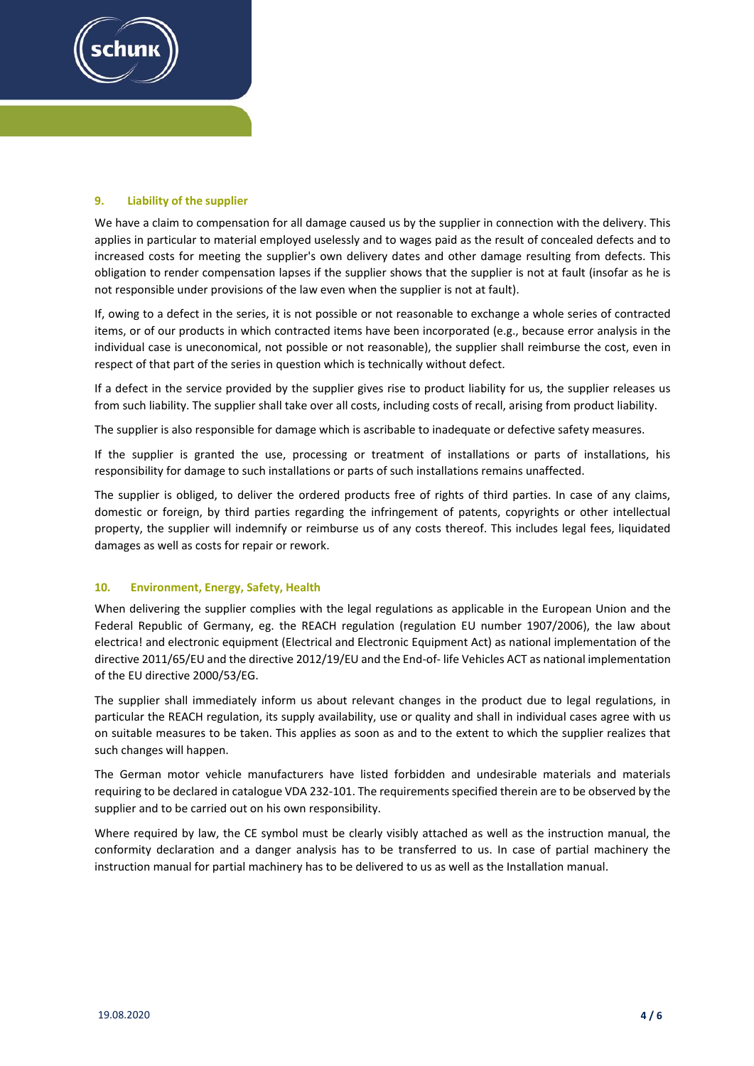## 9. Liability of the supplier

We have a claim to compensation for all damage caused us by the supplier in connection with the delivery. This applies in particular to material employed uselessly and to wages paid as the result of concealed defects and to increased costs for meeting the supplier's own delivery dates and other damage resulting from defects. This obligation to render compensation lapses if the supplier shows that the supplier is not at fault (insofar as he is not responsible under provisions of the law even when the supplier is not at fault).

If, owing to a defect in the series, it is not possible or not reasonable to exchange a whole series of contracted items, or of our products in which contracted items have been incorporated (e.g., because error analysis in the individual case is uneconomical, not possible or not reasonable), the supplier shall reimburse the cost, even in respect of that part of the series in question which is technically without defect.

If a defect in the service provided by the supplier gives rise to product liability for us, the supplier releases us from such liability. The supplier shall take over all costs, including costs of recall, arising from product liability.

The supplier is also responsible for damage which is ascribable to inadequate or defective safety measures.

If the supplier is granted the use, processing or treatment of installations or parts of installations, his responsibility for damage to such installations or parts of such installations remains unaffected.

The supplier is obliged, to deliver the ordered products free of rights of third parties. In case of any claims, domestic or foreign, by third parties regarding the infringement of patents, copyrights or other intellectual property, the supplier will indemnify or reimburse us of any costs thereof. This includes legal fees, liquidated damages as well as costs for repair or rework.

## 10. Environment, Energy, Safety, Health

When delivering the supplier complies with the legal regulations as applicable in the European Union and the Federal Republic of Germany, eg. the REACH regulation (regulation EU number 1907/2006), the law about electrica! and electronic equipment (Electrical and Electronic Equipment Act) as national implementation of the directive 2011/65/EU and the directive 2012/19/EU and the End-of- life Vehicles ACT as national implementation of the EU directive 2000/53/EG.

The supplier shall immediately inform us about relevant changes in the product due to legal regulations, in particular the REACH regulation, its supply availability, use or quality and shall in individual cases agree with us on suitable measures to be taken. This applies as soon as and to the extent to which the supplier realizes that such changes will happen.

The German motor vehicle manufacturers have listed forbidden and undesirable materials and materials requiring to be declared in catalogue VDA 232-101. The requirements specified therein are to be observed by the supplier and to be carried out on his own responsibility.

Where required by law, the CE symbol must be clearly visibly attached as well as the instruction manual, the conformity declaration and a danger analysis has to be transferred to us. In case of partial machinery the instruction manual for partial machinery has to be delivered to us as well as the Installation manual.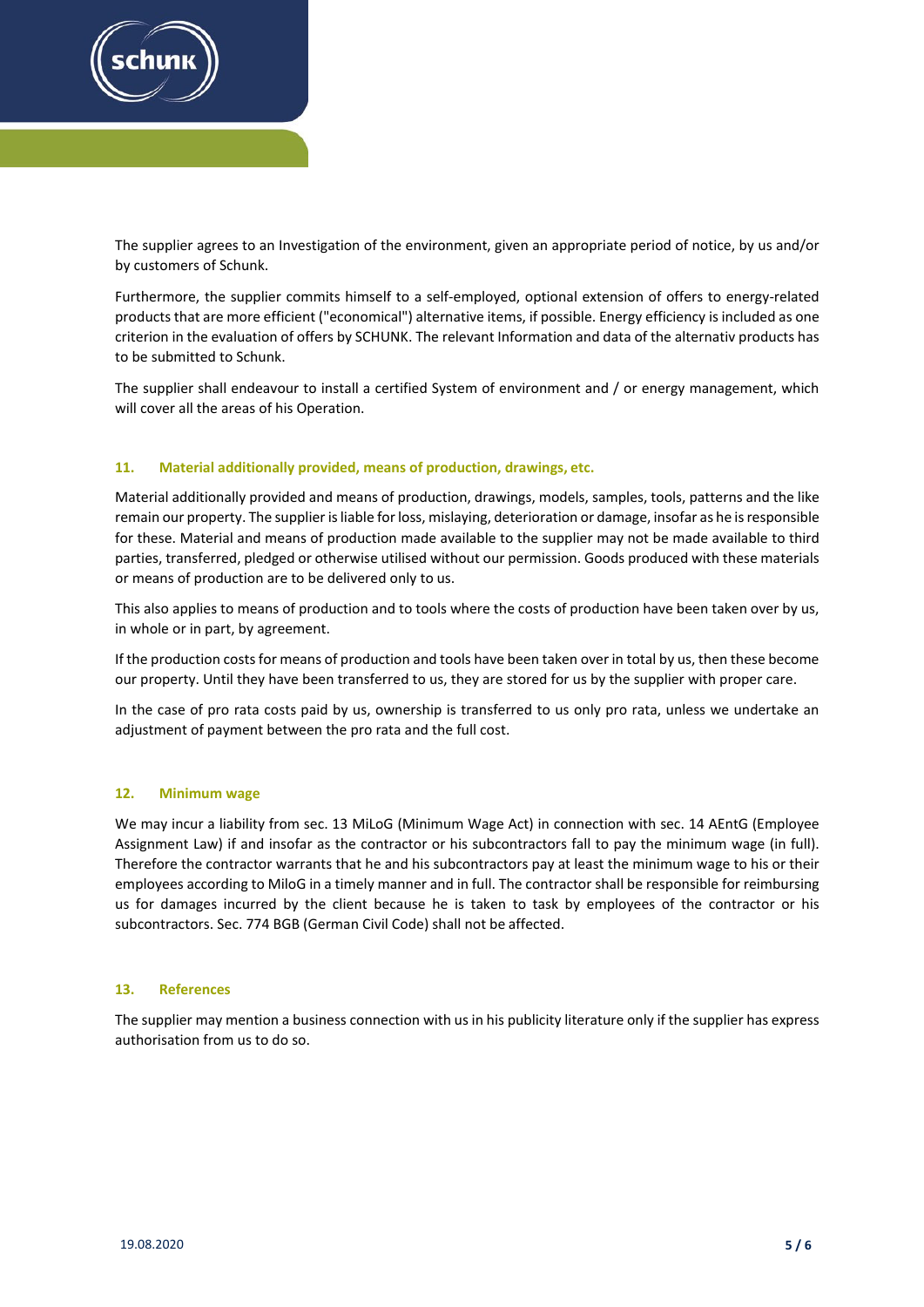The supplier agrees to an Investigation of the environment, given an appropriate period of notice, by us and/or by customers of Schunk.

Furthermore, the supplier commits himself to a self-employed, optional extension of offers to energy-related products that are more efficient ("economical") alternative items, if possible. Energy efficiency is included as one criterion in the evaluation of offers by SCHUNK. The relevant Information and data of the alternativ products has to be submitted to Schunk.

The supplier shall endeavour to install a certified System of environment and / or energy management, which will cover all the areas of his Operation.

## 11. Material additionally provided, means of production, drawings, etc.

Material additionally provided and means of production, drawings, models, samples, tools, patterns and the like remain our property. The supplier is liable for loss, mislaying, deterioration or damage, insofar as he is responsible for these. Material and means of production made available to the supplier may not be made available to third parties, transferred, pledged or otherwise utilised without our permission. Goods produced with these materials or means of production are to be delivered only to us.

This also applies to means of production and to tools where the costs of production have been taken over by us, in whole or in part, by agreement.

If the production costs for means of production and tools have been taken over in total by us, then these become our property. Until they have been transferred to us, they are stored for us by the supplier with proper care.

In the case of pro rata costs paid by us, ownership is transferred to us only pro rata, unless we undertake an adjustment of payment between the pro rata and the full cost.

## 12. Minimum wage

We may incur a liability from sec. 13 MiLoG (Minimum Wage Act) in connection with sec. 14 AEntG (Employee Assignment Law) if and insofar as the contractor or his subcontractors fall to pay the minimum wage (in full). Therefore the contractor warrants that he and his subcontractors pay at least the minimum wage to his or their employees according to MiloG in a timely manner and in full. The contractor shall be responsible for reimbursing us for damages incurred by the client because he is taken to task by employees of the contractor or his subcontractors. Sec. 774 BGB (German Civil Code) shall not be affected.

## 13. References

The supplier may mention a business connection with us in his publicity literature only if the supplier has express authorisation from us to do so.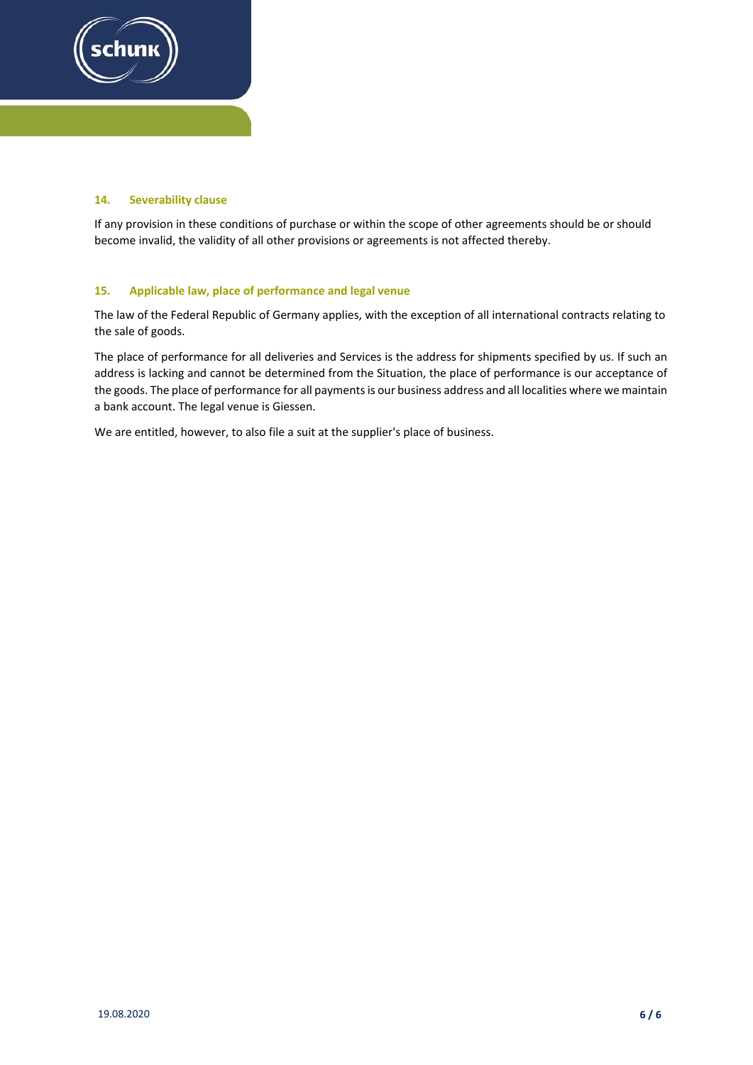## 14. Severability clause

If any provision in these conditions of purchase or within the scope of other agreements should be or should become invalid, the validity of all other provisions or agreements is not affected thereby.

## 15. Applicable law, place of performance and legal venue

The law of the Federal Republic of Germany applies, with the exception of all international contracts relating to the sale of goods.

The place of performance for all deliveries and Services is the address for shipments specified by us. If such an address is lacking and cannot be determined from the Situation, the place of performance is our acceptance of the goods. The place of performance for all payments is our business address and all localities where we maintain a bank account. The legal venue is Giessen.

We are entitled, however, to also file a suit at the supplier's place of business.

19.08.2020